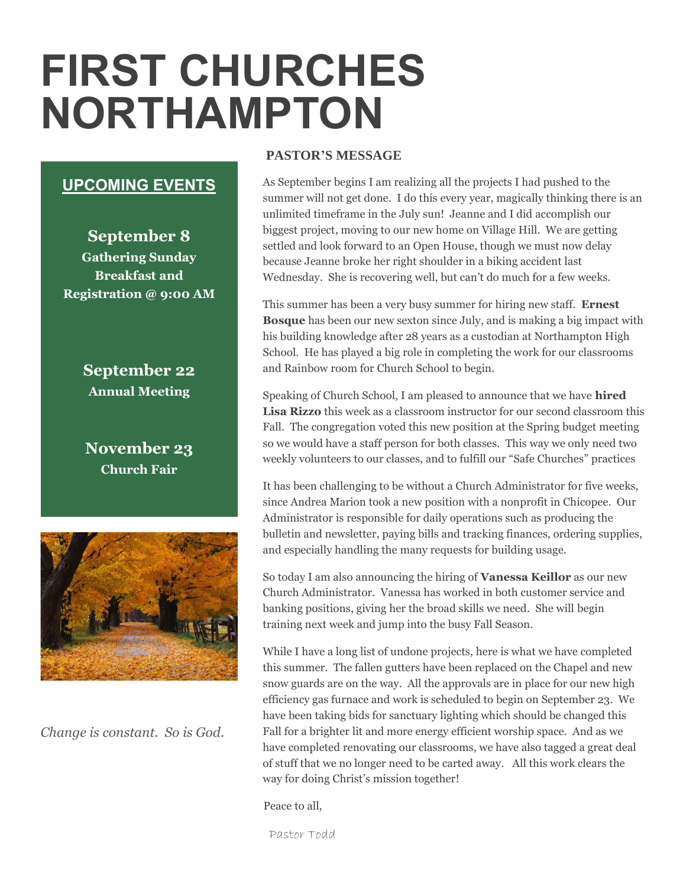# FIRST CHURCHES NORTHAMPTON

## UPCOMING EVENTS

**September 8**
**Gathering Sunday Breakfast and Registration @ 9:00 AM**

**September 22**
**Annual Meeting**

**November 23**
**Church Fair**

*Change is constant. So is God.*

## PASTOR'S MESSAGE

As September begins I am realizing all the projects I had pushed to the summer will not get done. I do this every year, magically thinking there is an unlimited timeframe in the July sun! Jeanne and I did accomplish our biggest project, moving to our new home on Village Hill. We are getting settled and look forward to an Open House, though we must now delay because Jeanne broke her right shoulder in a biking accident last Wednesday. She is recovering well, but can't do much for a few weeks.

This summer has been a very busy summer for hiring new staff. **Ernest Bosque** has been our new sexton since July, and is making a big impact with his building knowledge after 28 years as a custodian at Northampton High School. He has played a big role in completing the work for our classrooms and Rainbow room for Church School to begin.

Speaking of Church School, I am pleased to announce that we have **hired Lisa Rizzo** this week as a classroom instructor for our second classroom this Fall. The congregation voted this new position at the Spring budget meeting so we would have a staff person for both classes. This way we only need two weekly volunteers to our classes, and to fulfill our "Safe Churches" practices

It has been challenging to be without a Church Administrator for five weeks, since Andrea Marion took a new position with a nonprofit in Chicopee. Our Administrator is responsible for daily operations such as producing the bulletin and newsletter, paying bills and tracking finances, ordering supplies, and especially handling the many requests for building usage.

So today I am also announcing the hiring of **Vanessa Keillor** as our new Church Administrator. Vanessa has worked in both customer service and banking positions, giving her the broad skills we need. She will begin training next week and jump into the busy Fall Season.

While I have a long list of undone projects, here is what we have completed this summer. The fallen gutters have been replaced on the Chapel and new snow guards are on the way. All the approvals are in place for our new high efficiency gas furnace and work is scheduled to begin on September 23. We have been taking bids for sanctuary lighting which should be changed this Fall for a brighter lit and more energy efficient worship space. And as we have completed renovating our classrooms, we have also tagged a great deal of stuff that we no longer need to be carted away. All this work clears the way for doing Christ's mission together!

Peace to all,

Pastor Todd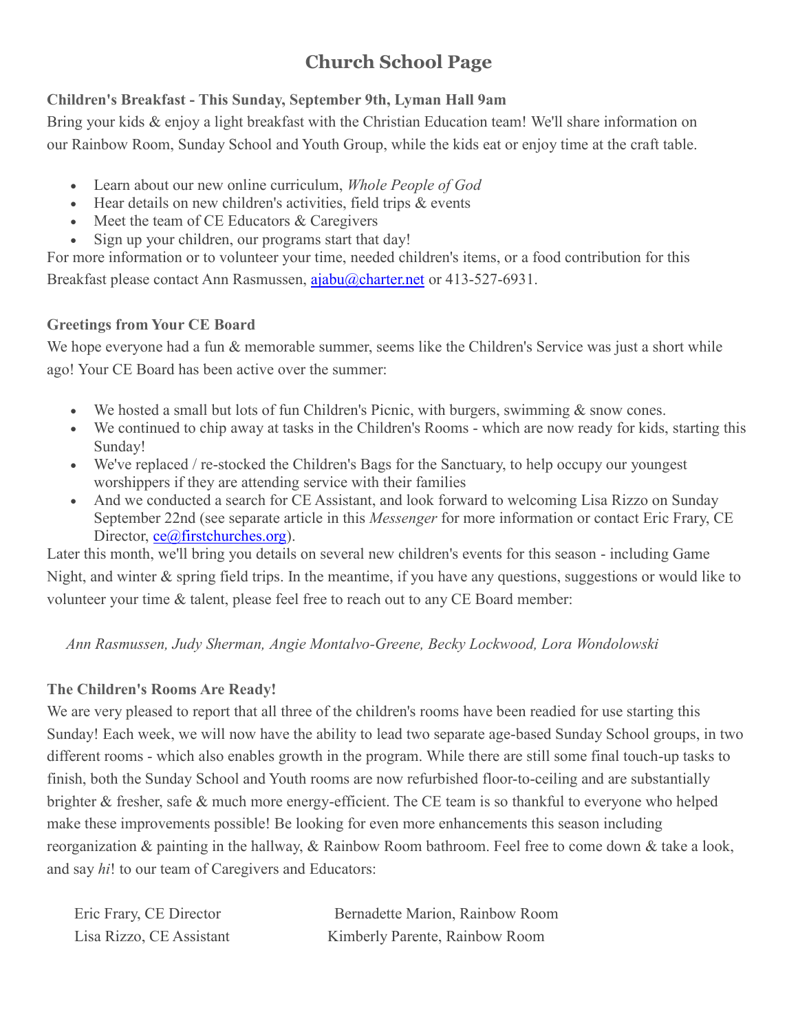# Church School Page

**Children's Breakfast - This Sunday, September 9th, Lyman Hall 9am**

Bring your kids & enjoy a light breakfast with the Christian Education team! We'll share information on our Rainbow Room, Sunday School and Youth Group, while the kids eat or enjoy time at the craft table.

- Learn about our new online curriculum, *Whole People of God*
- Hear details on new children's activities, field trips & events
- Meet the team of CE Educators & Caregivers
- Sign up your children, our programs start that day!

For more information or to volunteer your time, needed children's items, or a food contribution for this Breakfast please contact Ann Rasmussen, ajabu@charter.net or 413-527-6931.

**Greetings from Your CE Board**

We hope everyone had a fun & memorable summer, seems like the Children's Service was just a short while ago! Your CE Board has been active over the summer:

- We hosted a small but lots of fun Children's Picnic, with burgers, swimming & snow cones.
- We continued to chip away at tasks in the Children's Rooms - which are now ready for kids, starting this Sunday!
- We've replaced / re-stocked the Children's Bags for the Sanctuary, to help occupy our youngest worshippers if they are attending service with their families
- And we conducted a search for CE Assistant, and look forward to welcoming Lisa Rizzo on Sunday September 22nd (see separate article in this *Messenger* for more information or contact Eric Frary, CE Director, ce@firstchurches.org).

Later this month, we'll bring you details on several new children's events for this season - including Game Night, and winter & spring field trips. In the meantime, if you have any questions, suggestions or would like to volunteer your time & talent, please feel free to reach out to any CE Board member:

*Ann Rasmussen, Judy Sherman, Angie Montalvo-Greene, Becky Lockwood, Lora Wondolowski*

**The Children's Rooms Are Ready!**

We are very pleased to report that all three of the children's rooms have been readied for use starting this Sunday! Each week, we will now have the ability to lead two separate age-based Sunday School groups, in two different rooms - which also enables growth in the program. While there are still some final touch-up tasks to finish, both the Sunday School and Youth rooms are now refurbished floor-to-ceiling and are substantially brighter & fresher, safe & much more energy-efficient. The CE team is so thankful to everyone who helped make these improvements possible! Be looking for even more enhancements this season including reorganization & painting in the hallway, & Rainbow Room bathroom. Feel free to come down & take a look, and say *hi*! to our team of Caregivers and Educators:

Eric Frary, CE Director
Lisa Rizzo, CE Assistant
Bernadette Marion, Rainbow Room
Kimberly Parente, Rainbow Room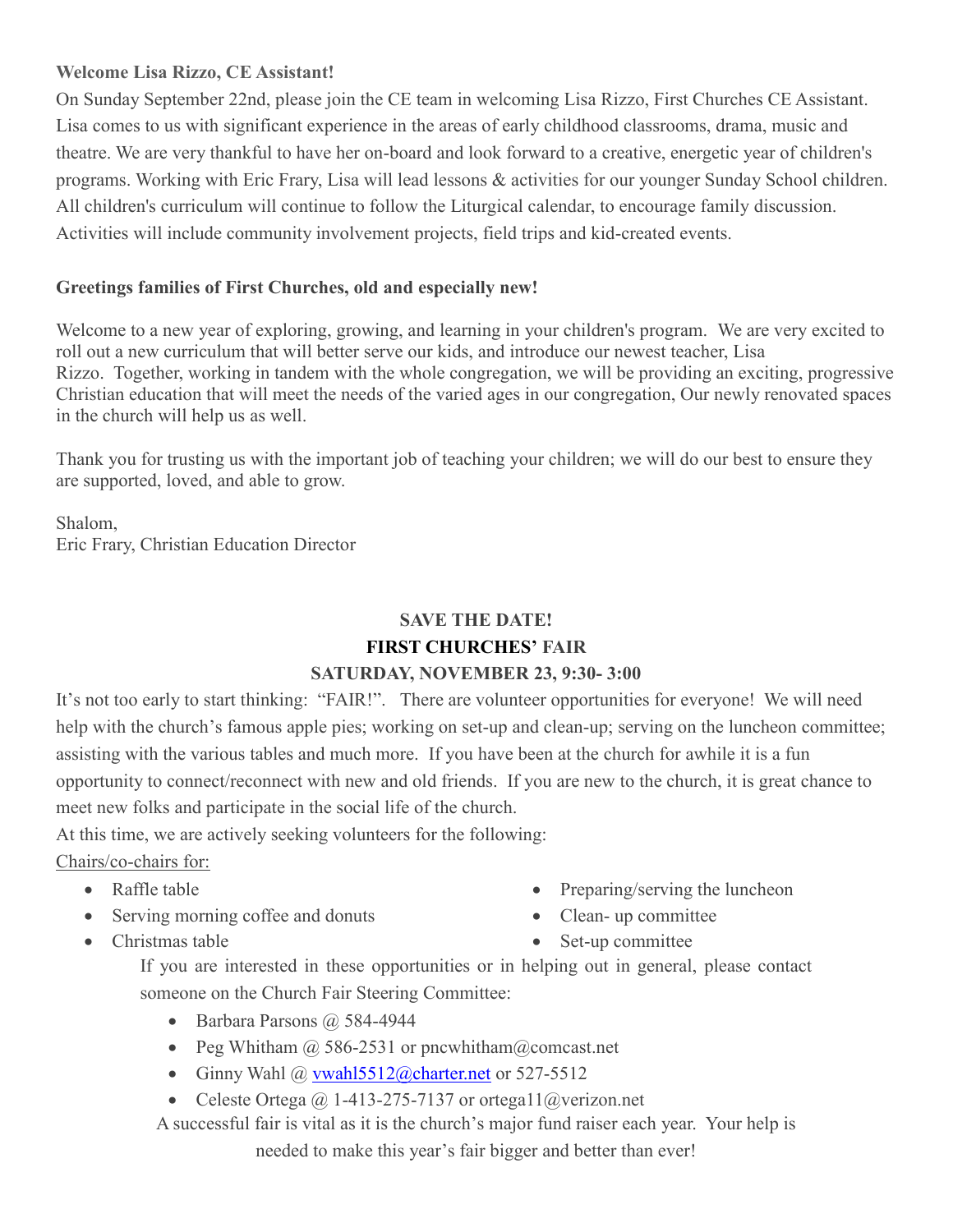**Welcome Lisa Rizzo, CE Assistant!**

On Sunday September 22nd, please join the CE team in welcoming Lisa Rizzo, First Churches CE Assistant. Lisa comes to us with significant experience in the areas of early childhood classrooms, drama, music and theatre. We are very thankful to have her on-board and look forward to a creative, energetic year of children's programs. Working with Eric Frary, Lisa will lead lessons & activities for our younger Sunday School children. All children's curriculum will continue to follow the Liturgical calendar, to encourage family discussion. Activities will include community involvement projects, field trips and kid-created events.

**Greetings families of First Churches, old and especially new!**

Welcome to a new year of exploring, growing, and learning in your children's program. We are very excited to roll out a new curriculum that will better serve our kids, and introduce our newest teacher, Lisa Rizzo. Together, working in tandem with the whole congregation, we will be providing an exciting, progressive Christian education that will meet the needs of the varied ages in our congregation, Our newly renovated spaces in the church will help us as well.

Thank you for trusting us with the important job of teaching your children; we will do our best to ensure they are supported, loved, and able to grow.

Shalom,
Eric Frary, Christian Education Director

**SAVE THE DATE!**
**FIRST CHURCHES' FAIR**
**SATURDAY, NOVEMBER 23, 9:30- 3:00**

It's not too early to start thinking: "FAIR!". There are volunteer opportunities for everyone! We will need help with the church's famous apple pies; working on set-up and clean-up; serving on the luncheon committee; assisting with the various tables and much more. If you have been at the church for awhile it is a fun opportunity to connect/reconnect with new and old friends. If you are new to the church, it is great chance to meet new folks and participate in the social life of the church.

At this time, we are actively seeking volunteers for the following:

Chairs/co-chairs for:

- Raffle table
- Serving morning coffee and donuts
- Christmas table
- Preparing/serving the luncheon
- Clean- up committee
- Set-up committee

If you are interested in these opportunities or in helping out in general, please contact someone on the Church Fair Steering Committee:

- Barbara Parsons @ 584-4944
- Peg Whitham @ 586-2531 or pncwhitham@comcast.net
- Ginny Wahl @ vwahl5512@charter.net or 527-5512
- Celeste Ortega @ 1-413-275-7137 or ortega11@verizon.net

A successful fair is vital as it is the church's major fund raiser each year. Your help is needed to make this year's fair bigger and better than ever!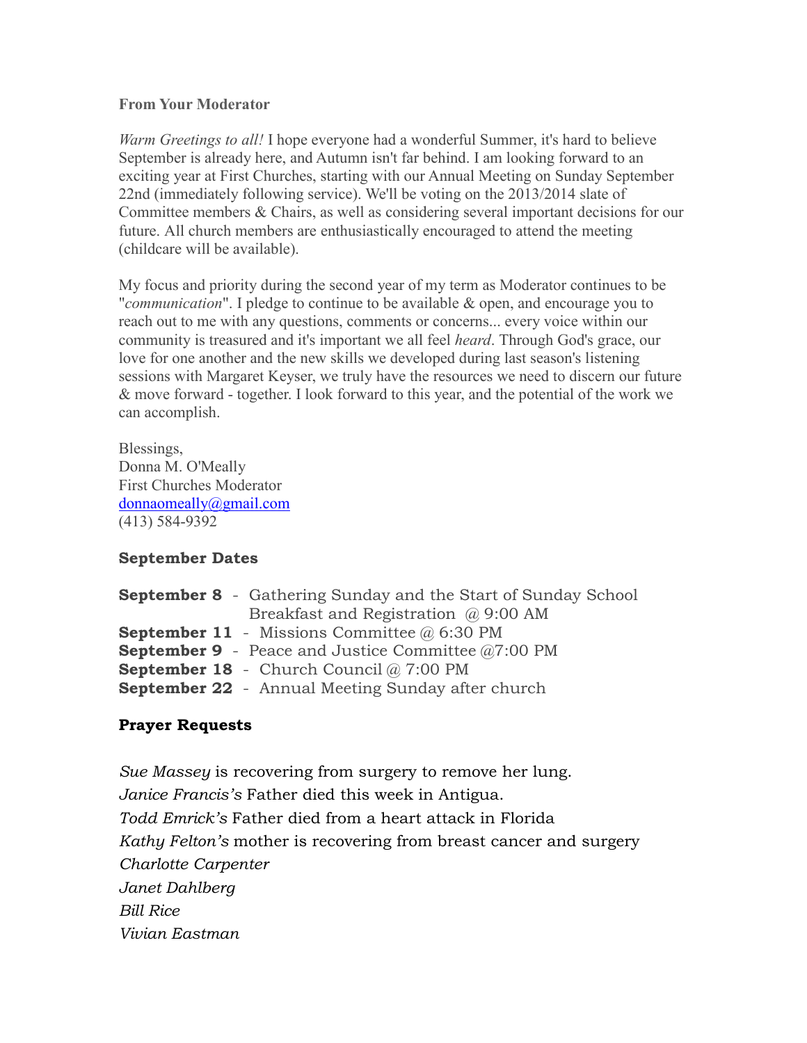**From Your Moderator**

*Warm Greetings to all!* I hope everyone had a wonderful Summer, it's hard to believe September is already here, and Autumn isn't far behind. I am looking forward to an exciting year at First Churches, starting with our Annual Meeting on Sunday September 22nd (immediately following service). We'll be voting on the 2013/2014 slate of Committee members & Chairs, as well as considering several important decisions for our future. All church members are enthusiastically encouraged to attend the meeting (childcare will be available).

My focus and priority during the second year of my term as Moderator continues to be "*communication*". I pledge to continue to be available & open, and encourage you to reach out to me with any questions, comments or concerns... every voice within our community is treasured and it's important we all feel *heard*. Through God's grace, our love for one another and the new skills we developed during last season's listening sessions with Margaret Keyser, we truly have the resources we need to discern our future & move forward - together. I look forward to this year, and the potential of the work we can accomplish.

Blessings,
Donna M. O'Meally
First Churches Moderator
donnaomeally@gmail.com
(413) 584-9392

**September Dates**

**September 8** - Gathering Sunday and the Start of Sunday School
Breakfast and Registration @ 9:00 AM
**September 11** - Missions Committee @ 6:30 PM
**September 9** - Peace and Justice Committee @7:00 PM
**September 18** - Church Council @ 7:00 PM
**September 22** - Annual Meeting Sunday after church

**Prayer Requests**

*Sue Massey* is recovering from surgery to remove her lung.
*Janice Francis's* Father died this week in Antigua.
*Todd Emrick's* Father died from a heart attack in Florida
*Kathy Felton's* mother is recovering from breast cancer and surgery
*Charlotte Carpenter*
*Janet Dahlberg*
*Bill Rice*
*Vivian Eastman*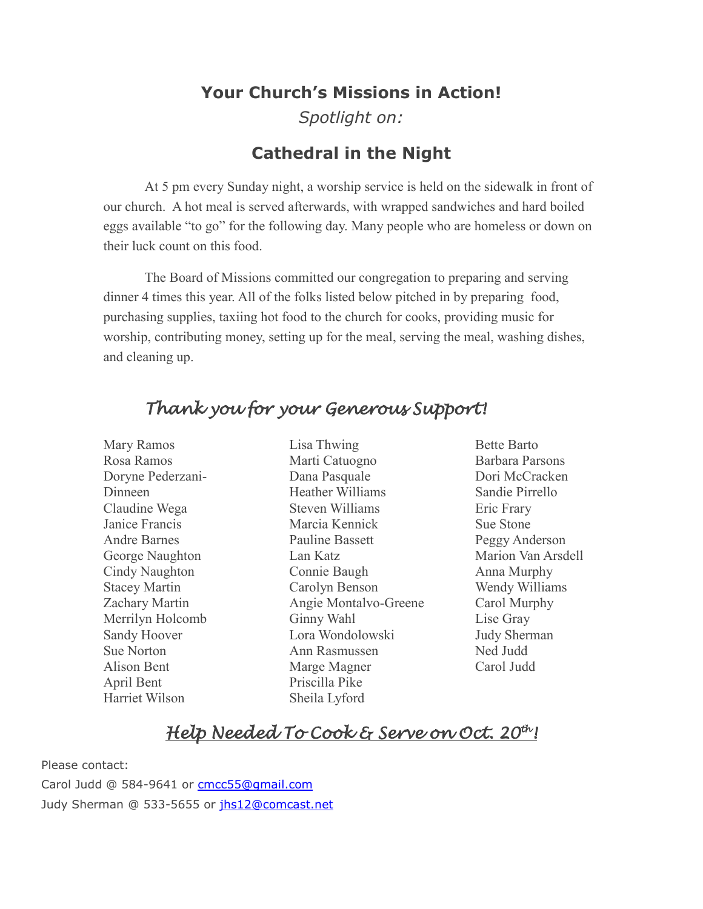## Your Church's Missions in Action!

*Spotlight on:*

## Cathedral in the Night

At 5 pm every Sunday night, a worship service is held on the sidewalk in front of our church. A hot meal is served afterwards, with wrapped sandwiches and hard boiled eggs available "to go" for the following day. Many people who are homeless or down on their luck count on this food.

The Board of Missions committed our congregation to preparing and serving dinner 4 times this year. All of the folks listed below pitched in by preparing food, purchasing supplies, taxiing hot food to the church for cooks, providing music for worship, contributing money, setting up for the meal, serving the meal, washing dishes, and cleaning up.

### *Thank you for your Generous Support!*

Mary Ramos
Rosa Ramos
Doryne Pederzani-Dinneen
Claudine Wega
Janice Francis
Andre Barnes
George Naughton
Cindy Naughton
Stacey Martin
Zachary Martin
Merrilyn Holcomb
Sandy Hoover
Sue Norton
Alison Bent
April Bent
Harriet Wilson
Lisa Thwing
Marti Catuogno
Dana Pasquale
Heather Williams
Steven Williams
Marcia Kennick
Pauline Bassett
Lan Katz
Connie Baugh
Carolyn Benson
Angie Montalvo-Greene
Ginny Wahl
Lora Wondolowski
Ann Rasmussen
Marge Magner
Priscilla Pike
Sheila Lyford
Bette Barto
Barbara Parsons
Dori McCracken
Sandie Pirrello
Eric Frary
Sue Stone
Peggy Anderson
Marion Van Arsdell
Anna Murphy
Wendy Williams
Carol Murphy
Lise Gray
Judy Sherman
Ned Judd
Carol Judd

### *Help Needed To Cook & Serve on Oct. 20th!*

Please contact:
Carol Judd @ 584-9641 or cmcc55@gmail.com
Judy Sherman @ 533-5655 or jhs12@comcast.net